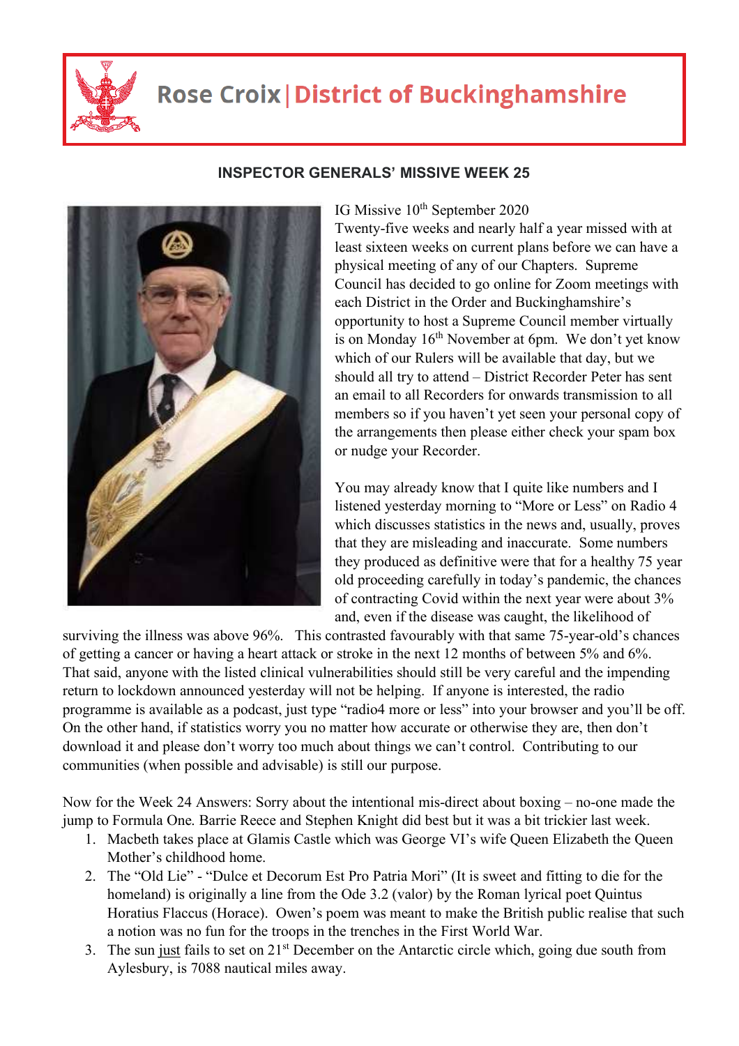# Rose Croix | District of Buckinghamshire

## INSPECTOR GENERALS' MISSIVE WEEK 25

IG Missive 10th September 2020

Twenty-five weeks and nearly half a year missed with at least sixteen weeks on current plans before we can have a physical meeting of any of our Chapters. Supreme Council has decided to go online for Zoom meetings with each District in the Order and Buckinghamshire's opportunity to host a Supreme Council member virtually is on Monday 16th November at 6pm. We don't yet know which of our Rulers will be available that day, but we should all try to attend – District Recorder Peter has sent an email to all Recorders for onwards transmission to all members so if you haven't yet seen your personal copy of the arrangements then please either check your spam box or nudge your Recorder.

You may already know that I quite like numbers and I listened yesterday morning to "More or Less" on Radio 4 which discusses statistics in the news and, usually, proves that they are misleading and inaccurate. Some numbers they produced as definitive were that for a healthy 75 year old proceeding carefully in today's pandemic, the chances of contracting Covid within the next year were about 3% and, even if the disease was caught, the likelihood of surviving the illness was above 96%. This contrasted favourably with that same 75-year-old's chances of getting a cancer or having a heart attack or stroke in the next 12 months of between 5% and 6%. That said, anyone with the listed clinical vulnerabilities should still be very careful and the impending return to lockdown announced yesterday will not be helping. If anyone is interested, the radio programme is available as a podcast, just type "radio4 more or less" into your browser and you'll be off. On the other hand, if statistics worry you no matter how accurate or otherwise they are, then don't download it and please don't worry too much about things we can't control. Contributing to our communities (when possible and advisable) is still our purpose.

Now for the Week 24 Answers: Sorry about the intentional mis-direct about boxing – no-one made the jump to Formula One. Barrie Reece and Stephen Knight did best but it was a bit trickier last week.

1. Macbeth takes place at Glamis Castle which was George VI's wife Queen Elizabeth the Queen Mother's childhood home.
2. The "Old Lie" - "Dulce et Decorum Est Pro Patria Mori" (It is sweet and fitting to die for the homeland) is originally a line from the Ode 3.2 (valor) by the Roman lyrical poet Quintus Horatius Flaccus (Horace). Owen's poem was meant to make the British public realise that such a notion was no fun for the troops in the trenches in the First World War.
3. The sun just fails to set on 21st December on the Antarctic circle which, going due south from Aylesbury, is 7088 nautical miles away.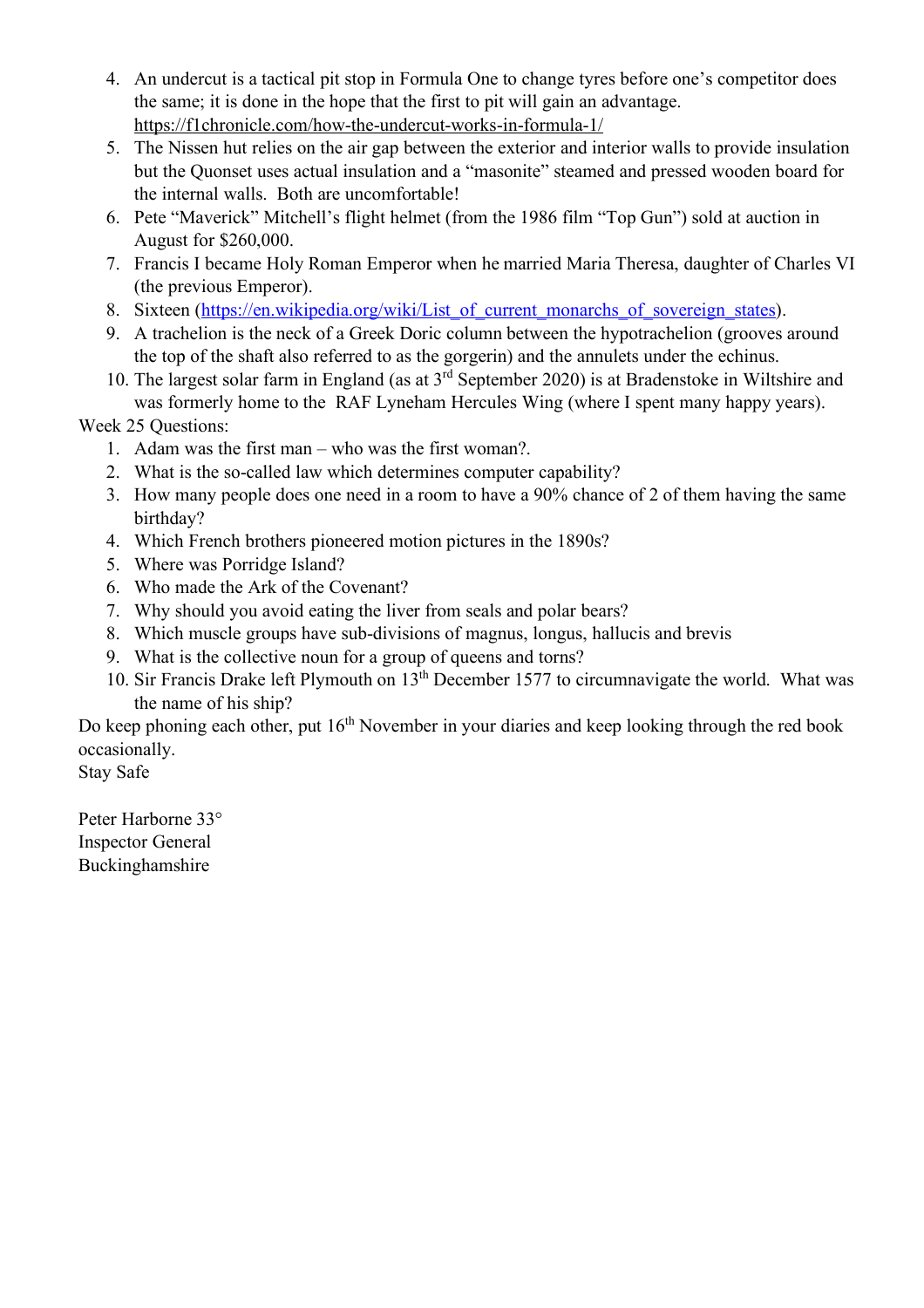4. An undercut is a tactical pit stop in Formula One to change tyres before one's competitor does the same; it is done in the hope that the first to pit will gain an advantage. https://f1chronicle.com/how-the-undercut-works-in-formula-1/
5. The Nissen hut relies on the air gap between the exterior and interior walls to provide insulation but the Quonset uses actual insulation and a "masonite" steamed and pressed wooden board for the internal walls. Both are uncomfortable!
6. Pete "Maverick" Mitchell's flight helmet (from the 1986 film "Top Gun") sold at auction in August for $260,000.
7. Francis I became Holy Roman Emperor when he married Maria Theresa, daughter of Charles VI (the previous Emperor).
8. Sixteen (https://en.wikipedia.org/wiki/List_of_current_monarchs_of_sovereign_states).
9. A trachelion is the neck of a Greek Doric column between the hypotrachelion (grooves around the top of the shaft also referred to as the gorgerin) and the annulets under the echinus.
10. The largest solar farm in England (as at 3rd September 2020) is at Bradenstoke in Wiltshire and was formerly home to the RAF Lyneham Hercules Wing (where I spent many happy years).

Week 25 Questions:

1. Adam was the first man – who was the first woman?.
2. What is the so-called law which determines computer capability?
3. How many people does one need in a room to have a 90% chance of 2 of them having the same birthday?
4. Which French brothers pioneered motion pictures in the 1890s?
5. Where was Porridge Island?
6. Who made the Ark of the Covenant?
7. Why should you avoid eating the liver from seals and polar bears?
8. Which muscle groups have sub-divisions of magnus, longus, hallucis and brevis
9. What is the collective noun for a group of queens and torns?
10. Sir Francis Drake left Plymouth on 13th December 1577 to circumnavigate the world. What was the name of his ship?

Do keep phoning each other, put 16th November in your diaries and keep looking through the red book occasionally.

Stay Safe

Peter Harborne 33°
Inspector General
Buckinghamshire